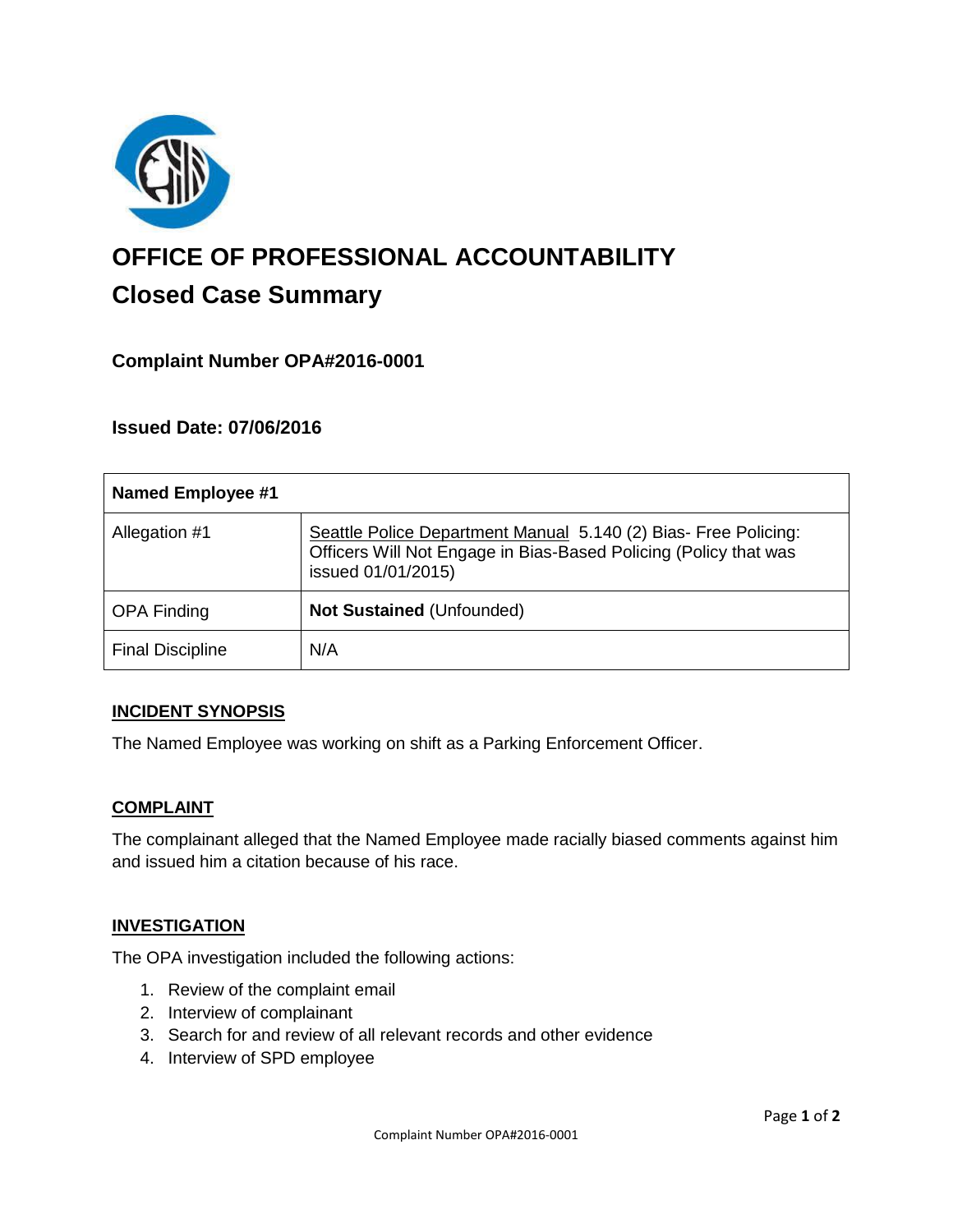# OFFICE OF PROFESSIONAL ACCOUNTABILITY

## Closed Case Summary

### Complaint Number OPA#2016-0001

### Issued Date: 07/06/2016

| **Named Employee #1** | |
|---|---|
| Allegation #1 | Seattle Police Department Manual 5.140 (2) Bias- Free Policing: Officers Will Not Engage in Bias-Based Policing (Policy that was issued 01/01/2015) |
| OPA Finding | **Not Sustained** (Unfounded) |
| Final Discipline | N/A |

**INCIDENT SYNOPSIS**

The Named Employee was working on shift as a Parking Enforcement Officer.

**COMPLAINT**

The complainant alleged that the Named Employee made racially biased comments against him and issued him a citation because of his race.

**INVESTIGATION**

The OPA investigation included the following actions:

1. Review of the complaint email
2. Interview of complainant
3. Search for and review of all relevant records and other evidence
4. Interview of SPD employee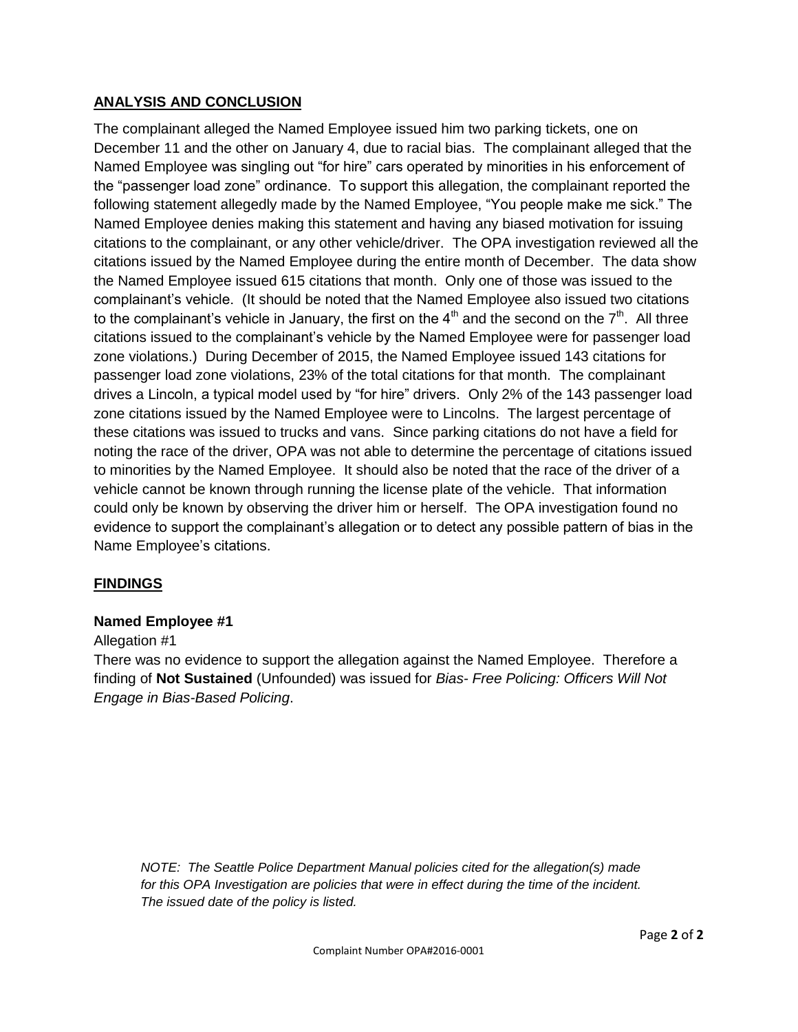## ANALYSIS AND CONCLUSION

The complainant alleged the Named Employee issued him two parking tickets, one on December 11 and the other on January 4, due to racial bias. The complainant alleged that the Named Employee was singling out "for hire" cars operated by minorities in his enforcement of the "passenger load zone" ordinance. To support this allegation, the complainant reported the following statement allegedly made by the Named Employee, "You people make me sick." The Named Employee denies making this statement and having any biased motivation for issuing citations to the complainant, or any other vehicle/driver. The OPA investigation reviewed all the citations issued by the Named Employee during the entire month of December. The data show the Named Employee issued 615 citations that month. Only one of those was issued to the complainant's vehicle. (It should be noted that the Named Employee also issued two citations to the complainant's vehicle in January, the first on the 4th and the second on the 7th. All three citations issued to the complainant's vehicle by the Named Employee were for passenger load zone violations.) During December of 2015, the Named Employee issued 143 citations for passenger load zone violations, 23% of the total citations for that month. The complainant drives a Lincoln, a typical model used by "for hire" drivers. Only 2% of the 143 passenger load zone citations issued by the Named Employee were to Lincolns. The largest percentage of these citations was issued to trucks and vans. Since parking citations do not have a field for noting the race of the driver, OPA was not able to determine the percentage of citations issued to minorities by the Named Employee. It should also be noted that the race of the driver of a vehicle cannot be known through running the license plate of the vehicle. That information could only be known by observing the driver him or herself. The OPA investigation found no evidence to support the complainant's allegation or to detect any possible pattern of bias in the Name Employee's citations.

## FINDINGS

### Named Employee #1

Allegation #1

There was no evidence to support the allegation against the Named Employee. Therefore a finding of **Not Sustained** (Unfounded) was issued for *Bias- Free Policing: Officers Will Not Engage in Bias-Based Policing*.

*NOTE: The Seattle Police Department Manual policies cited for the allegation(s) made for this OPA Investigation are policies that were in effect during the time of the incident. The issued date of the policy is listed.*

Complaint Number OPA#2016-0001